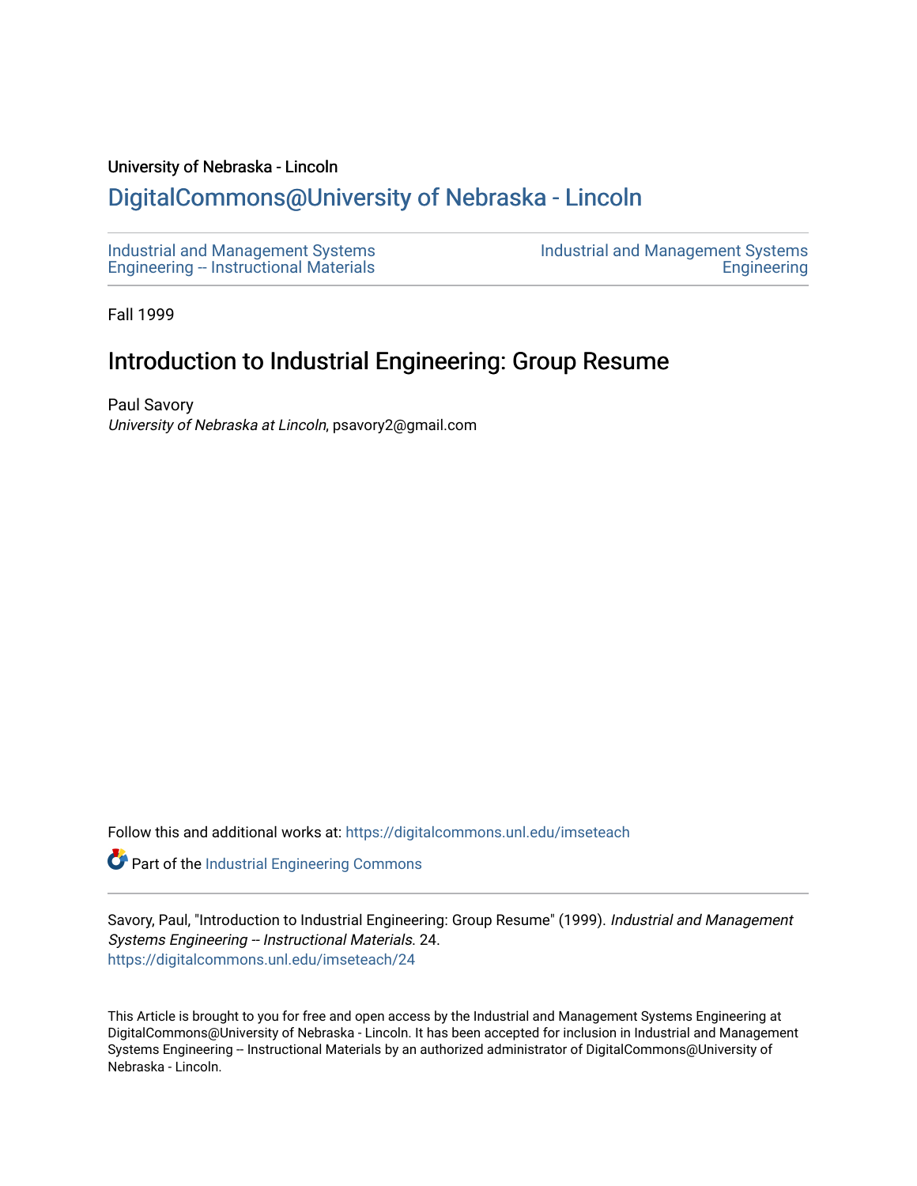University of Nebraska - Lincoln

## DigitalCommons@University of Nebraska - Lincoln

Industrial and Management Systems Engineering -- Instructional Materials

Industrial and Management Systems Engineering

Fall 1999

# Introduction to Industrial Engineering: Group Resume

Paul Savory
*University of Nebraska at Lincoln*, psavory2@gmail.com

Follow this and additional works at: https://digitalcommons.unl.edu/imseteach

Part of the Industrial Engineering Commons

Savory, Paul, "Introduction to Industrial Engineering: Group Resume" (1999). *Industrial and Management Systems Engineering -- Instructional Materials*. 24.
https://digitalcommons.unl.edu/imseteach/24

This Article is brought to you for free and open access by the Industrial and Management Systems Engineering at DigitalCommons@University of Nebraska - Lincoln. It has been accepted for inclusion in Industrial and Management Systems Engineering -- Instructional Materials by an authorized administrator of DigitalCommons@University of Nebraska - Lincoln.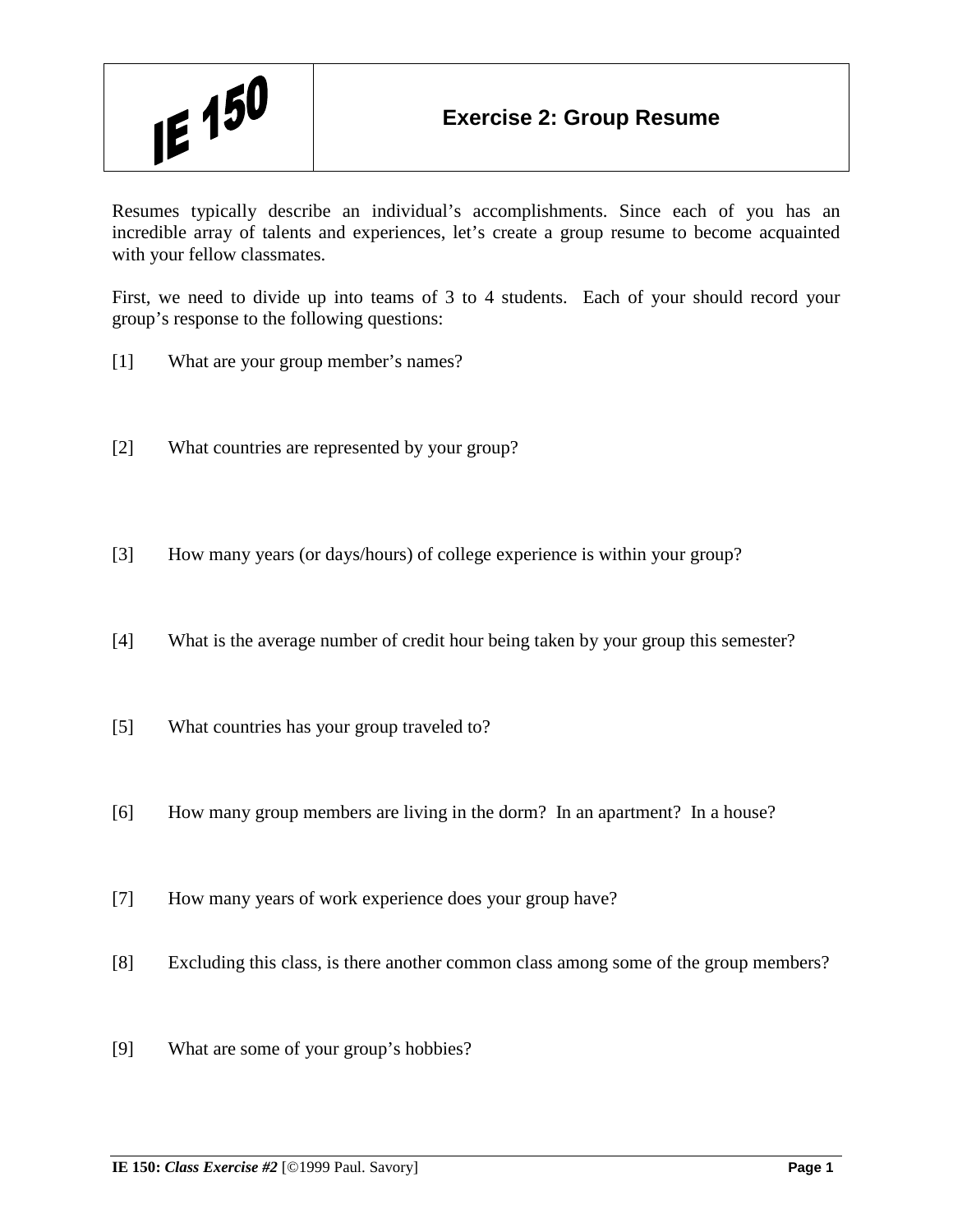| IE 150 | **Exercise 2: Group Resume** |
| --- | --- |

Resumes typically describe an individual's accomplishments. Since each of you has an incredible array of talents and experiences, let's create a group resume to become acquainted with your fellow classmates.

First, we need to divide up into teams of 3 to 4 students. Each of your should record your group's response to the following questions:

[1] What are your group member's names?

[2] What countries are represented by your group?

[3] How many years (or days/hours) of college experience is within your group?

[4] What is the average number of credit hour being taken by your group this semester?

[5] What countries has your group traveled to?

[6] How many group members are living in the dorm? In an apartment? In a house?

[7] How many years of work experience does your group have?

[8] Excluding this class, is there another common class among some of the group members?

[9] What are some of your group's hobbies?